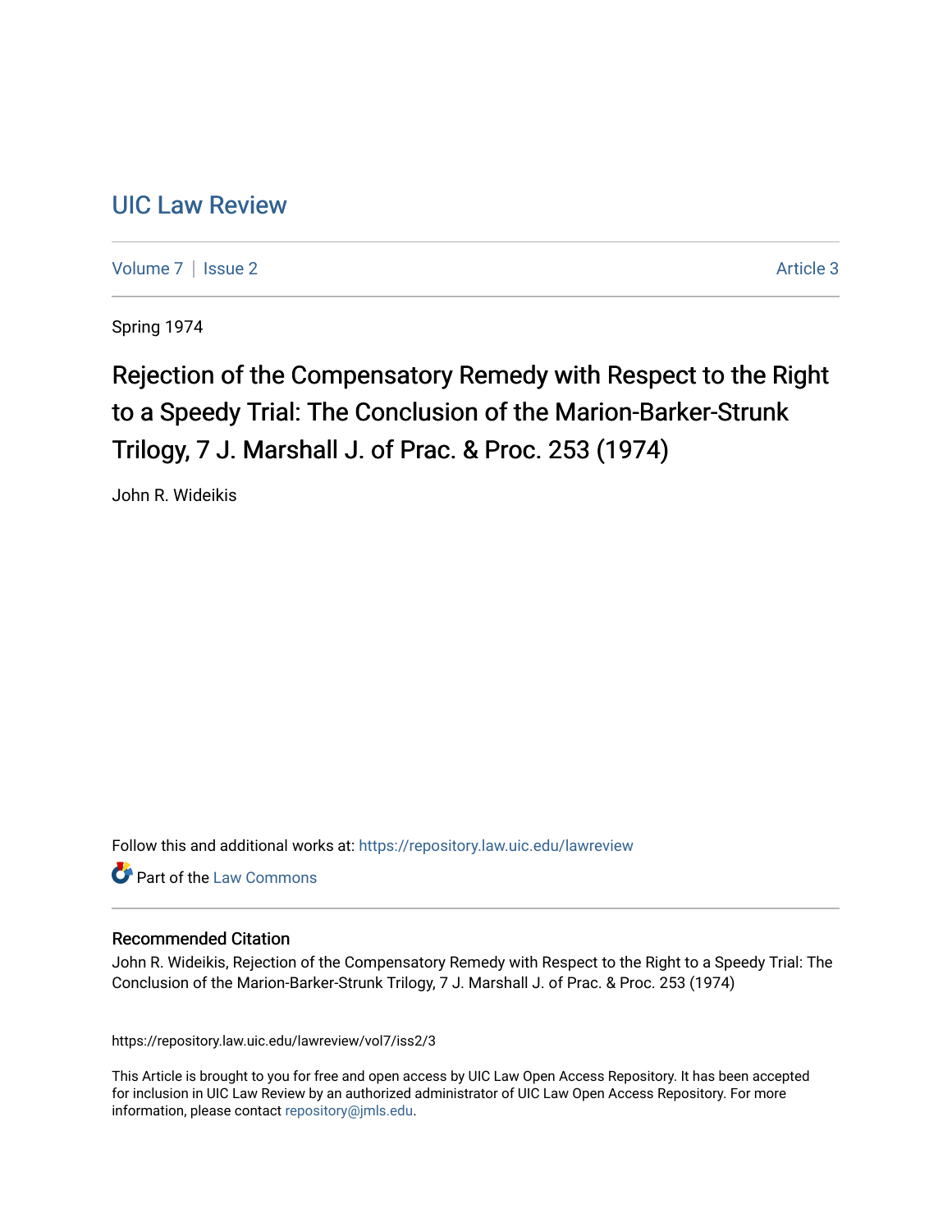# UIC Law Review

Volume 7 | Issue 2 Article 3

Spring 1974

## Rejection of the Compensatory Remedy with Respect to the Right to a Speedy Trial: The Conclusion of the Marion-Barker-Strunk Trilogy, 7 J. Marshall J. of Prac. & Proc. 253 (1974)

John R. Wideikis

Follow this and additional works at: https://repository.law.uic.edu/lawreview

Part of the Law Commons

### Recommended Citation

John R. Wideikis, Rejection of the Compensatory Remedy with Respect to the Right to a Speedy Trial: The Conclusion of the Marion-Barker-Strunk Trilogy, 7 J. Marshall J. of Prac. & Proc. 253 (1974)

https://repository.law.uic.edu/lawreview/vol7/iss2/3

This Article is brought to you for free and open access by UIC Law Open Access Repository. It has been accepted for inclusion in UIC Law Review by an authorized administrator of UIC Law Open Access Repository. For more information, please contact repository@jmls.edu.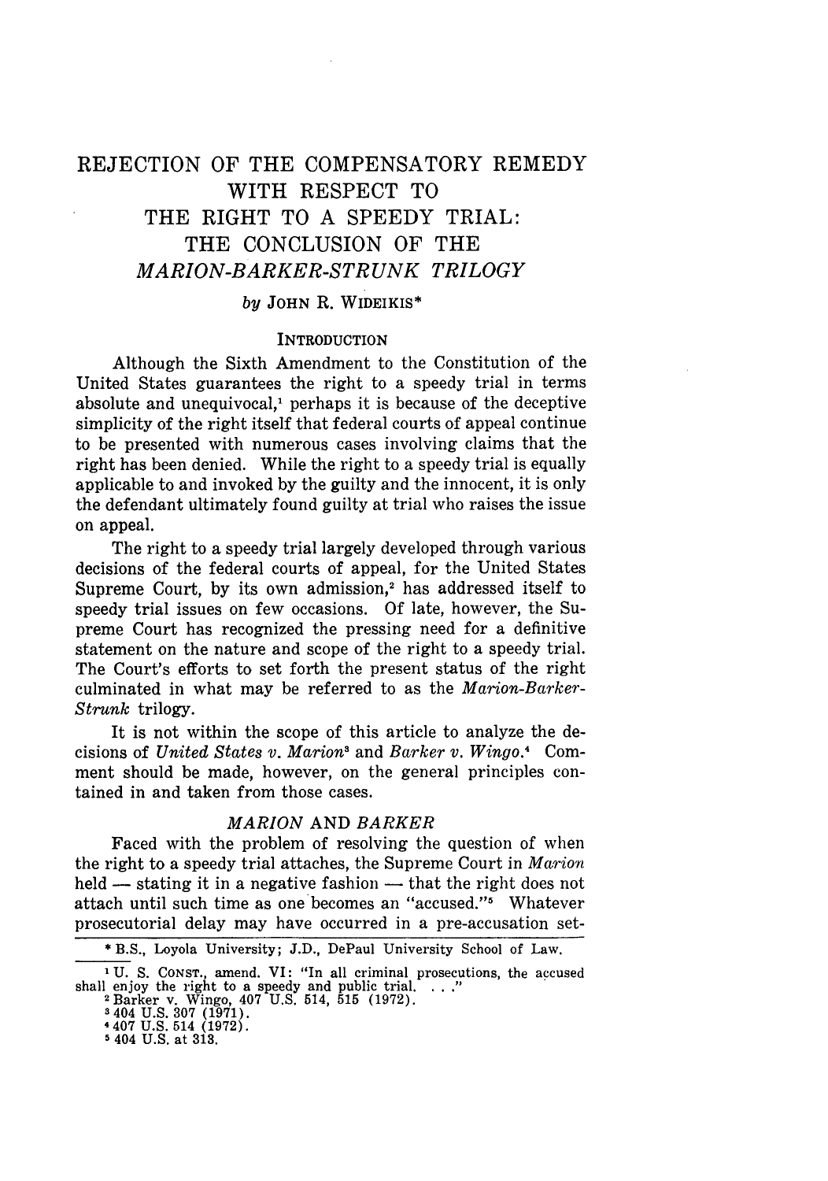# REJECTION OF THE COMPENSATORY REMEDY WITH RESPECT TO THE RIGHT TO A SPEEDY TRIAL: THE CONCLUSION OF THE *MARION-BARKER-STRUNK TRILOGY*

*by* JOHN R. WIDEIKIS*

## INTRODUCTION

Although the Sixth Amendment to the Constitution of the United States guarantees the right to a speedy trial in terms absolute and unequivocal,[1] perhaps it is because of the deceptive simplicity of the right itself that federal courts of appeal continue to be presented with numerous cases involving claims that the right has been denied. While the right to a speedy trial is equally applicable to and invoked by the guilty and the innocent, it is only the defendant ultimately found guilty at trial who raises the issue on appeal.

The right to a speedy trial largely developed through various decisions of the federal courts of appeal, for the United States Supreme Court, by its own admission,[2] has addressed itself to speedy trial issues on few occasions. Of late, however, the Supreme Court has recognized the pressing need for a definitive statement on the nature and scope of the right to a speedy trial. The Court's efforts to set forth the present status of the right culminated in what may be referred to as the *Marion-Barker-Strunk* trilogy.

It is not within the scope of this article to analyze the decisions of *United States v. Marion*[3] and *Barker v. Wingo*.[4] Comment should be made, however, on the general principles contained in and taken from those cases.

## *MARION* AND *BARKER*

Faced with the problem of resolving the question of when the right to a speedy trial attaches, the Supreme Court in *Marion* held — stating it in a negative fashion — that the right does not attach until such time as one becomes an "accused."[5] Whatever prosecutorial delay may have occurred in a pre-accusation set-

---

* B.S., Loyola University; J.D., DePaul University School of Law.

[1] U. S. CONST., amend. VI: "In all criminal prosecutions, the accused shall enjoy the right to a speedy and public trial. . . ."

[2] Barker v. Wingo, 407 U.S. 514, 515 (1972).

[3] 404 U.S. 307 (1971).

[4] 407 U.S. 514 (1972).

[5] 404 U.S. at 313.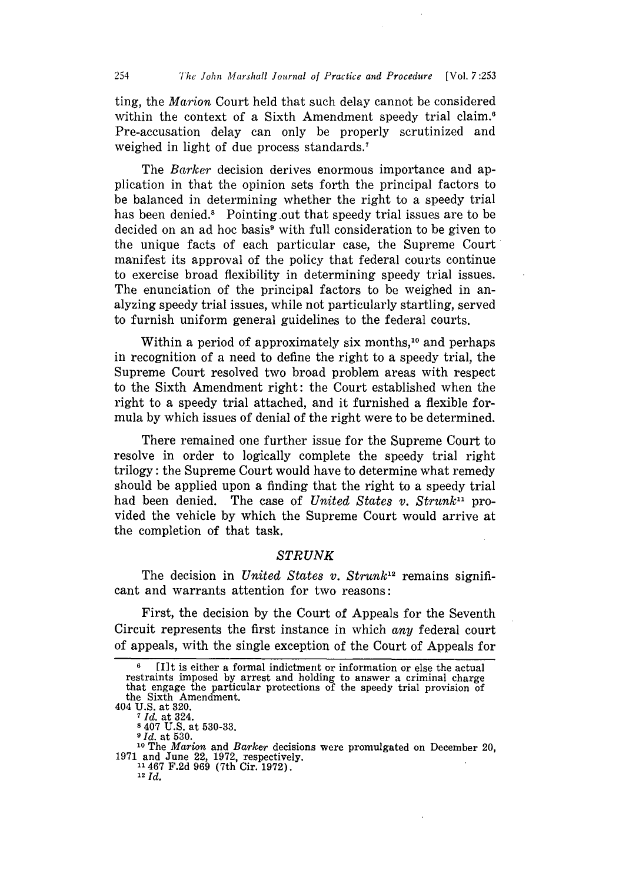ting, the *Marion* Court held that such delay cannot be considered within the context of a Sixth Amendment speedy trial claim.[6] Pre-accusation delay can only be properly scrutinized and weighed in light of due process standards.[7]

The *Barker* decision derives enormous importance and application in that the opinion sets forth the principal factors to be balanced in determining whether the right to a speedy trial has been denied.[8] Pointing out that speedy trial issues are to be decided on an ad hoc basis[9] with full consideration to be given to the unique facts of each particular case, the Supreme Court manifest its approval of the policy that federal courts continue to exercise broad flexibility in determining speedy trial issues. The enunciation of the principal factors to be weighed in analyzing speedy trial issues, while not particularly startling, served to furnish uniform general guidelines to the federal courts.

Within a period of approximately six months,[10] and perhaps in recognition of a need to define the right to a speedy trial, the Supreme Court resolved two broad problem areas with respect to the Sixth Amendment right: the Court established when the right to a speedy trial attached, and it furnished a flexible formula by which issues of denial of the right were to be determined.

There remained one further issue for the Supreme Court to resolve in order to logically complete the speedy trial right trilogy: the Supreme Court would have to determine what remedy should be applied upon a finding that the right to a speedy trial had been denied. The case of *United States v. Strunk*[11] provided the vehicle by which the Supreme Court would arrive at the completion of that task.

## *STRUNK*

The decision in *United States v. Strunk*[12] remains significant and warrants attention for two reasons:

First, the decision by the Court of Appeals for the Seventh Circuit represents the first instance in which *any* federal court of appeals, with the single exception of the Court of Appeals for

---

[6] [I]t is either a formal indictment or information or else the actual restraints imposed by arrest and holding to answer a criminal charge that engage the particular protections of the speedy trial provision of the Sixth Amendment.

404 U.S. at 320.

[7] *Id.* at 324.

[8] 407 U.S. at 530-33.

[9] *Id.* at 530.

[10] The *Marion* and *Barker* decisions were promulgated on December 20, 1971 and June 22, 1972, respectively.

[11] 467 F.2d 969 (7th Cir. 1972).

[12] *Id.*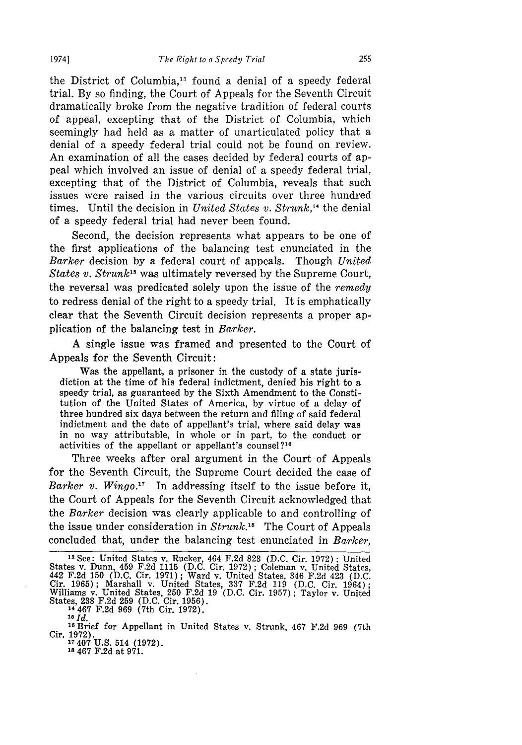the District of Columbia,[13] found a denial of a speedy federal trial. By so finding, the Court of Appeals for the Seventh Circuit dramatically broke from the negative tradition of federal courts of appeal, excepting that of the District of Columbia, which seemingly had held as a matter of unarticulated policy that a denial of a speedy federal trial could not be found on review. An examination of all the cases decided by federal courts of appeal which involved an issue of denial of a speedy federal trial, excepting that of the District of Columbia, reveals that such issues were raised in the various circuits over three hundred times. Until the decision in *United States v. Strunk*,[14] the denial of a speedy federal trial had never been found.

Second, the decision represents what appears to be one of the first applications of the balancing test enunciated in the *Barker* decision by a federal court of appeals. Though *United States v. Strunk*[15] was ultimately reversed by the Supreme Court, the reversal was predicated solely upon the issue of the *remedy* to redress denial of the right to a speedy trial. It is emphatically clear that the Seventh Circuit decision represents a proper application of the balancing test in *Barker*.

A single issue was framed and presented to the Court of Appeals for the Seventh Circuit:

> Was the appellant, a prisoner in the custody of a state jurisdiction at the time of his federal indictment, denied his right to a speedy trial, as guaranteed by the Sixth Amendment to the Constitution of the United States of America, by virtue of a delay of three hundred six days between the return and filing of said federal indictment and the date of appellant's trial, where said delay was in no way attributable, in whole or in part, to the conduct or activities of the appellant or appellant's counsel?[16]

Three weeks after oral argument in the Court of Appeals for the Seventh Circuit, the Supreme Court decided the case of *Barker v. Wingo*.[17] In addressing itself to the issue before it, the Court of Appeals for the Seventh Circuit acknowledged that the *Barker* decision was clearly applicable to and controlling of the issue under consideration in *Strunk*.[18] The Court of Appeals concluded that, under the balancing test enunciated in *Barker*,

---

[13] See: United States v. Rucker, 464 F.2d 823 (D.C. Cir. 1972); United States v. Dunn, 459 F.2d 1115 (D.C. Cir. 1972); Coleman v. United States, 442 F.2d 150 (D.C. Cir. 1971); Ward v. United States, 346 F.2d 423 (D.C. Cir. 1965); Marshall v. United States, 337 F.2d 119 (D.C. Cir. 1964); Williams v. United States, 250 F.2d 19 (D.C. Cir. 1957); Taylor v. United States, 238 F.2d 259 (D.C. Cir. 1956).

[14] 467 F.2d 969 (7th Cir. 1972).

[15] *Id.*

[16] Brief for Appellant in United States v. Strunk, 467 F.2d 969 (7th Cir. 1972).

[17] 407 U.S. 514 (1972).

[18] 467 F.2d at 971.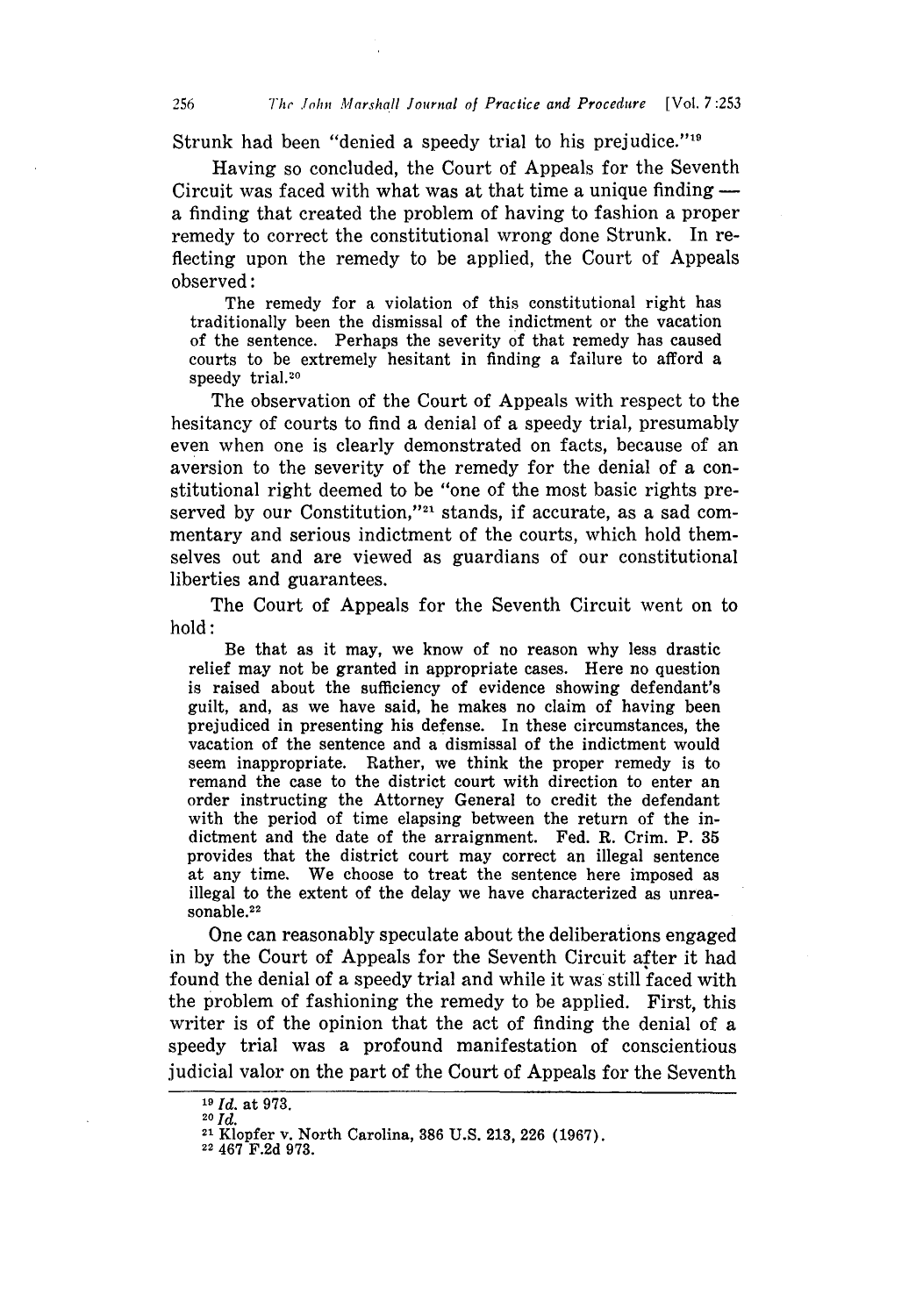Strunk had been "denied a speedy trial to his prejudice."[19]

Having so concluded, the Court of Appeals for the Seventh Circuit was faced with what was at that time a unique finding — a finding that created the problem of having to fashion a proper remedy to correct the constitutional wrong done Strunk. In reflecting upon the remedy to be applied, the Court of Appeals observed:

> The remedy for a violation of this constitutional right has traditionally been the dismissal of the indictment or the vacation of the sentence. Perhaps the severity of that remedy has caused courts to be extremely hesitant in finding a failure to afford a speedy trial.[20]

The observation of the Court of Appeals with respect to the hesitancy of courts to find a denial of a speedy trial, presumably even when one is clearly demonstrated on facts, because of an aversion to the severity of the remedy for the denial of a constitutional right deemed to be "one of the most basic rights preserved by our Constitution,"[21] stands, if accurate, as a sad commentary and serious indictment of the courts, which hold themselves out and are viewed as guardians of our constitutional liberties and guarantees.

The Court of Appeals for the Seventh Circuit went on to hold:

> Be that as it may, we know of no reason why less drastic relief may not be granted in appropriate cases. Here no question is raised about the sufficiency of evidence showing defendant's guilt, and, as we have said, he makes no claim of having been prejudiced in presenting his defense. In these circumstances, the vacation of the sentence and a dismissal of the indictment would seem inappropriate. Rather, we think the proper remedy is to remand the case to the district court with direction to enter an order instructing the Attorney General to credit the defendant with the period of time elapsing between the return of the indictment and the date of the arraignment. Fed. R. Crim. P. 35 provides that the district court may correct an illegal sentence at any time. We choose to treat the sentence here imposed as illegal to the extent of the delay we have characterized as unreasonable.[22]

One can reasonably speculate about the deliberations engaged in by the Court of Appeals for the Seventh Circuit after it had found the denial of a speedy trial and while it was still faced with the problem of fashioning the remedy to be applied. First, this writer is of the opinion that the act of finding the denial of a speedy trial was a profound manifestation of conscientious judicial valor on the part of the Court of Appeals for the Seventh

---

[19] *Id.* at 973.

[20] *Id.*

[21] Klopfer v. North Carolina, 386 U.S. 213, 226 (1967).

[22] 467 F.2d 973.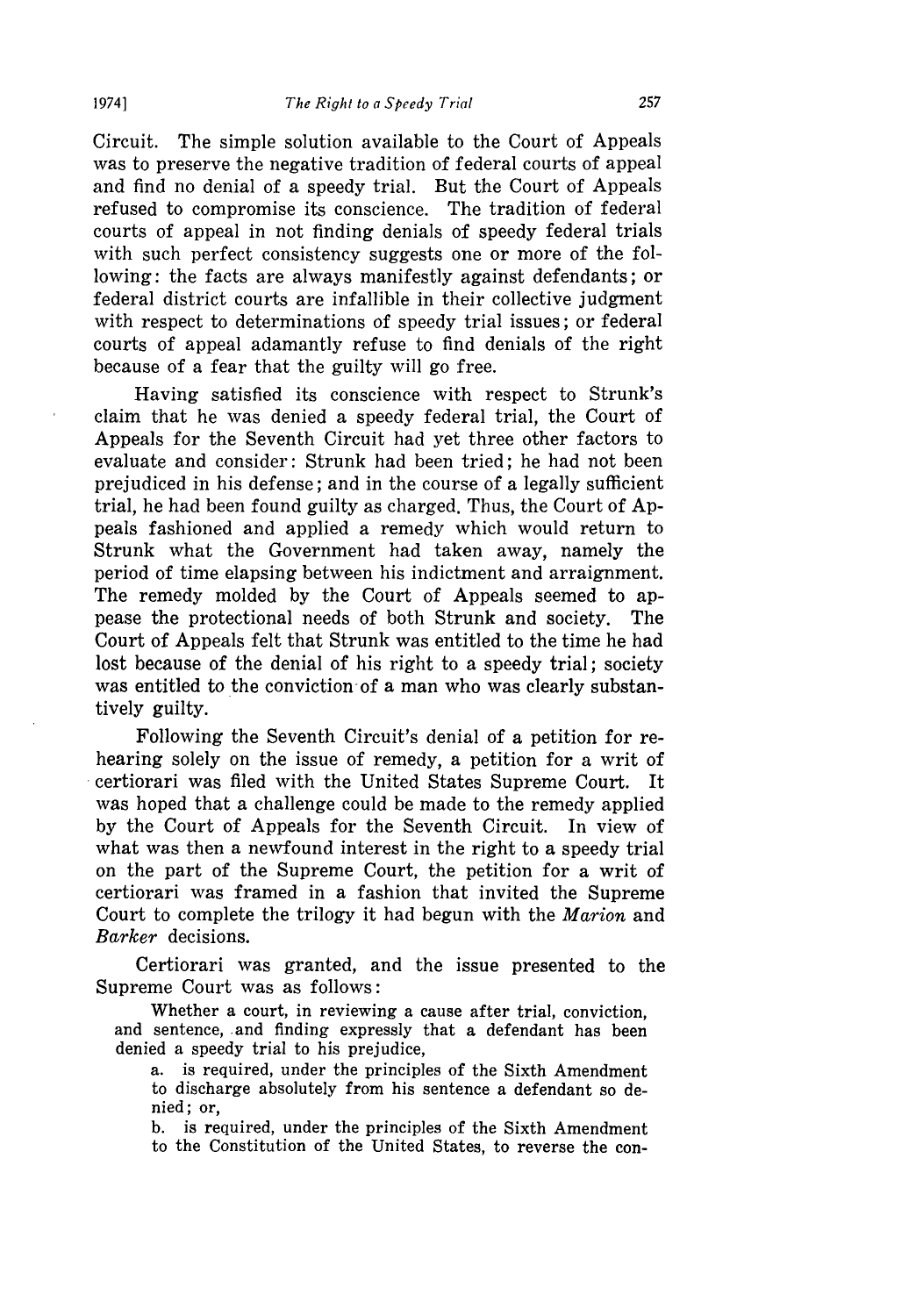Circuit. The simple solution available to the Court of Appeals was to preserve the negative tradition of federal courts of appeal and find no denial of a speedy trial. But the Court of Appeals refused to compromise its conscience. The tradition of federal courts of appeal in not finding denials of speedy federal trials with such perfect consistency suggests one or more of the following: the facts are always manifestly against defendants; or federal district courts are infallible in their collective judgment with respect to determinations of speedy trial issues; or federal courts of appeal adamantly refuse to find denials of the right because of a fear that the guilty will go free.

Having satisfied its conscience with respect to Strunk's claim that he was denied a speedy federal trial, the Court of Appeals for the Seventh Circuit had yet three other factors to evaluate and consider: Strunk had been tried; he had not been prejudiced in his defense; and in the course of a legally sufficient trial, he had been found guilty as charged. Thus, the Court of Appeals fashioned and applied a remedy which would return to Strunk what the Government had taken away, namely the period of time elapsing between his indictment and arraignment. The remedy molded by the Court of Appeals seemed to appease the protectional needs of both Strunk and society. The Court of Appeals felt that Strunk was entitled to the time he had lost because of the denial of his right to a speedy trial; society was entitled to the conviction of a man who was clearly substantively guilty.

Following the Seventh Circuit's denial of a petition for rehearing solely on the issue of remedy, a petition for a writ of certiorari was filed with the United States Supreme Court. It was hoped that a challenge could be made to the remedy applied by the Court of Appeals for the Seventh Circuit. In view of what was then a newfound interest in the right to a speedy trial on the part of the Supreme Court, the petition for a writ of certiorari was framed in a fashion that invited the Supreme Court to complete the trilogy it had begun with the *Marion* and *Barker* decisions.

Certiorari was granted, and the issue presented to the Supreme Court was as follows:

> Whether a court, in reviewing a cause after trial, conviction, and sentence, and finding expressly that a defendant has been denied a speedy trial to his prejudice,
>
> a. is required, under the principles of the Sixth Amendment to discharge absolutely from his sentence a defendant so denied; or,
>
> b. is required, under the principles of the Sixth Amendment to the Constitution of the United States, to reverse the con-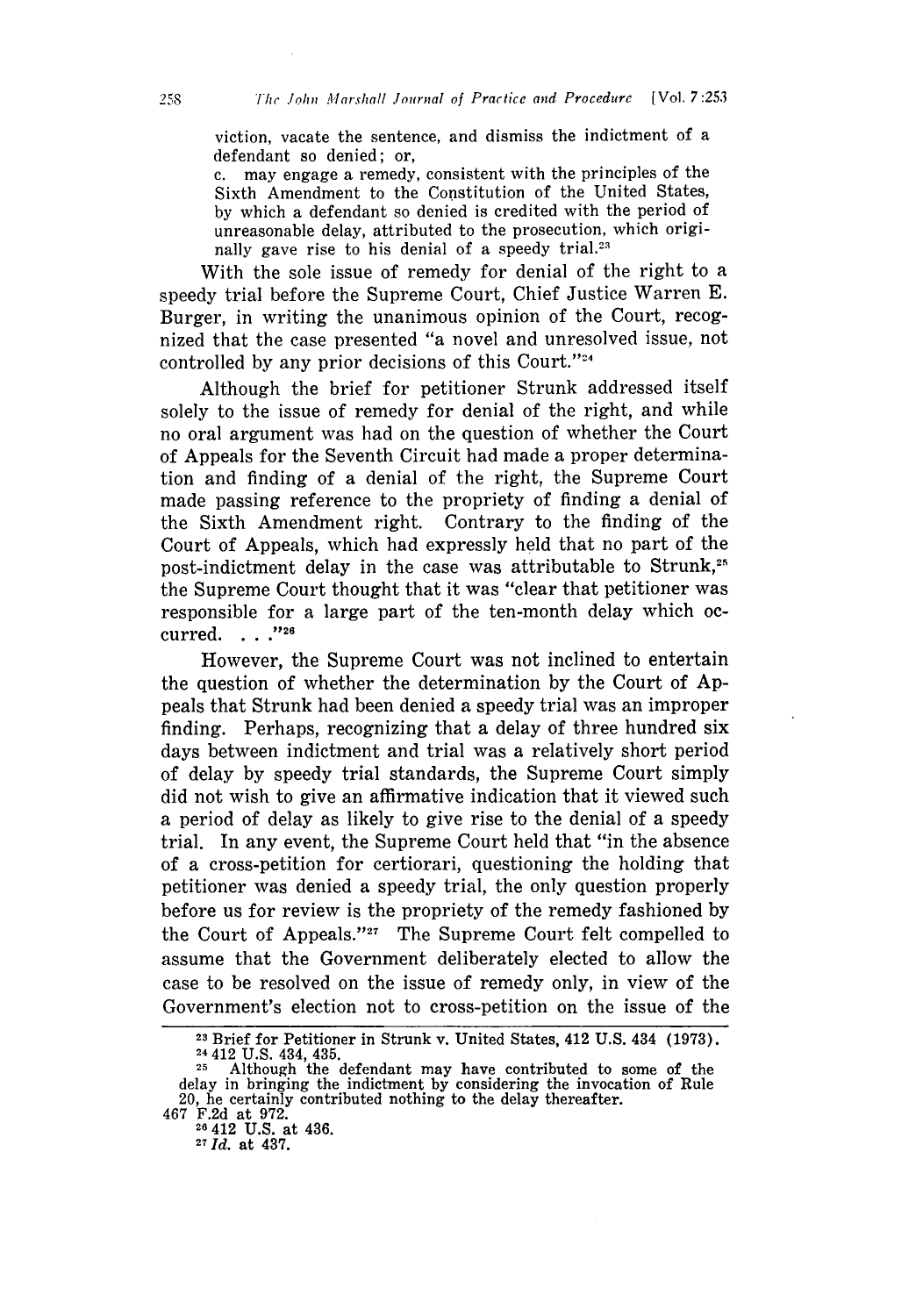viction, vacate the sentence, and dismiss the indictment of a defendant so denied; or,

c. may engage a remedy, consistent with the principles of the Sixth Amendment to the Constitution of the United States, by which a defendant so denied is credited with the period of unreasonable delay, attributed to the prosecution, which originally gave rise to his denial of a speedy trial.[23]

With the sole issue of remedy for denial of the right to a speedy trial before the Supreme Court, Chief Justice Warren E. Burger, in writing the unanimous opinion of the Court, recognized that the case presented "a novel and unresolved issue, not controlled by any prior decisions of this Court."[24]

Although the brief for petitioner Strunk addressed itself solely to the issue of remedy for denial of the right, and while no oral argument was had on the question of whether the Court of Appeals for the Seventh Circuit had made a proper determination and finding of a denial of the right, the Supreme Court made passing reference to the propriety of finding a denial of the Sixth Amendment right. Contrary to the finding of the Court of Appeals, which had expressly held that no part of the post-indictment delay in the case was attributable to Strunk,[25] the Supreme Court thought that it was "clear that petitioner was responsible for a large part of the ten-month delay which occurred. . . ."[26]

However, the Supreme Court was not inclined to entertain the question of whether the determination by the Court of Appeals that Strunk had been denied a speedy trial was an improper finding. Perhaps, recognizing that a delay of three hundred six days between indictment and trial was a relatively short period of delay by speedy trial standards, the Supreme Court simply did not wish to give an affirmative indication that it viewed such a period of delay as likely to give rise to the denial of a speedy trial. In any event, the Supreme Court held that "in the absence of a cross-petition for certiorari, questioning the holding that petitioner was denied a speedy trial, the only question properly before us for review is the propriety of the remedy fashioned by the Court of Appeals."[27] The Supreme Court felt compelled to assume that the Government deliberately elected to allow the case to be resolved on the issue of remedy only, in view of the Government's election not to cross-petition on the issue of the

---

[23] Brief for Petitioner in Strunk v. United States, 412 U.S. 434 (1973).

[24] 412 U.S. 434, 435.

[25] Although the defendant may have contributed to some of the delay in bringing the indictment by considering the invocation of Rule 20, he certainly contributed nothing to the delay thereafter. 467 F.2d at 972.

[26] 412 U.S. at 436.

[27] *Id.* at 437.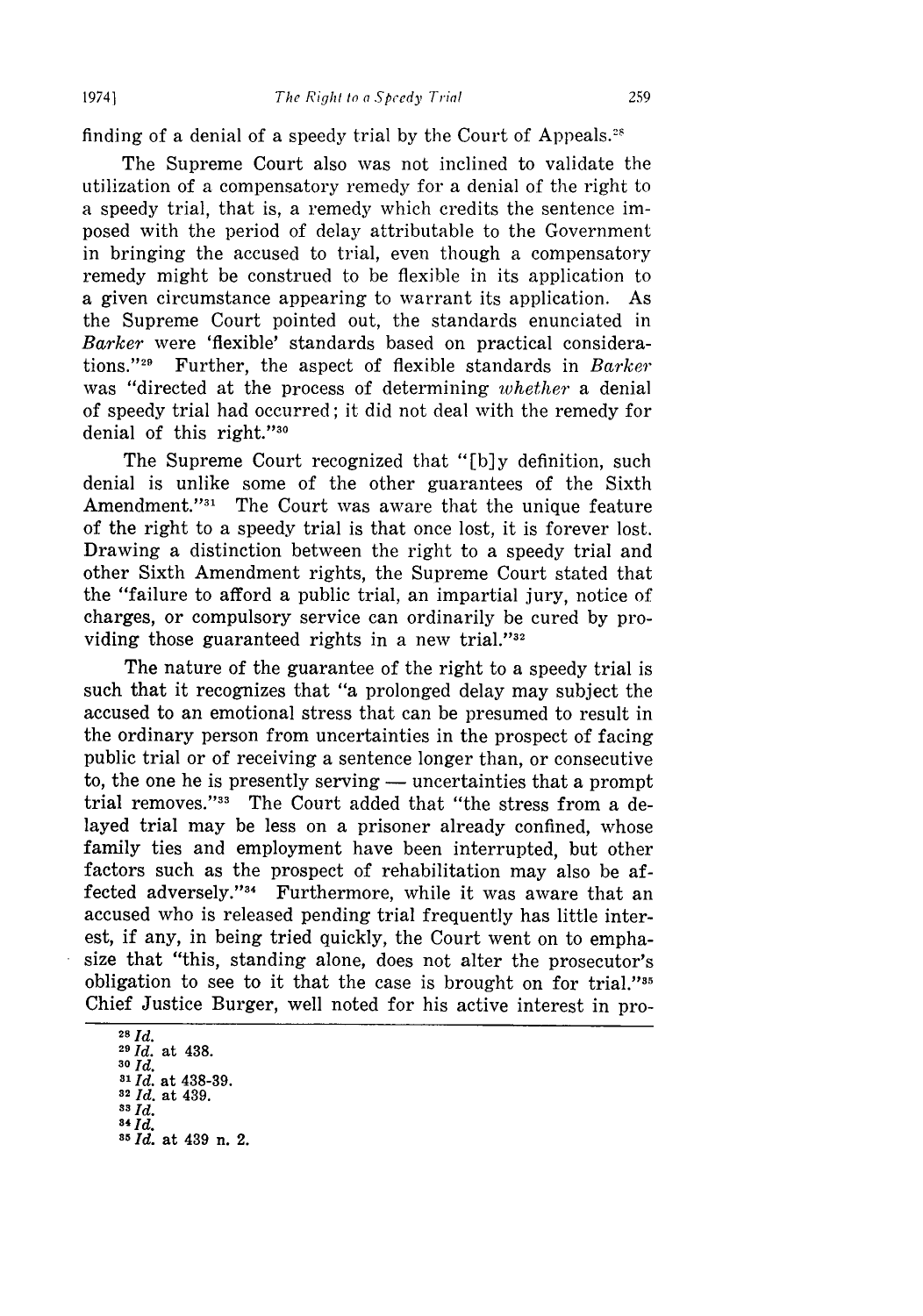finding of a denial of a speedy trial by the Court of Appeals.[28]

The Supreme Court also was not inclined to validate the utilization of a compensatory remedy for a denial of the right to a speedy trial, that is, a remedy which credits the sentence imposed with the period of delay attributable to the Government in bringing the accused to trial, even though a compensatory remedy might be construed to be flexible in its application to a given circumstance appearing to warrant its application. As the Supreme Court pointed out, the standards enunciated in *Barker* were 'flexible' standards based on practical considerations."[29] Further, the aspect of flexible standards in *Barker* was "directed at the process of determining *whether* a denial of speedy trial had occurred; it did not deal with the remedy for denial of this right."[30]

The Supreme Court recognized that "[b]y definition, such denial is unlike some of the other guarantees of the Sixth Amendment."[31] The Court was aware that the unique feature of the right to a speedy trial is that once lost, it is forever lost. Drawing a distinction between the right to a speedy trial and other Sixth Amendment rights, the Supreme Court stated that the "failure to afford a public trial, an impartial jury, notice of charges, or compulsory service can ordinarily be cured by providing those guaranteed rights in a new trial."[32]

The nature of the guarantee of the right to a speedy trial is such that it recognizes that "a prolonged delay may subject the accused to an emotional stress that can be presumed to result in the ordinary person from uncertainties in the prospect of facing public trial or of receiving a sentence longer than, or consecutive to, the one he is presently serving — uncertainties that a prompt trial removes."[33] The Court added that "the stress from a delayed trial may be less on a prisoner already confined, whose family ties and employment have been interrupted, but other factors such as the prospect of rehabilitation may also be affected adversely."[34] Furthermore, while it was aware that an accused who is released pending trial frequently has little interest, if any, in being tried quickly, the Court went on to emphasize that "this, standing alone, does not alter the prosecutor's obligation to see to it that the case is brought on for trial."[35] Chief Justice Burger, well noted for his active interest in pro-

---

[28] *Id.*
[29] *Id.* at 438.
[30] *Id.*
[31] *Id.* at 438-39.
[32] *Id.* at 439.
[33] *Id.*
[34] *Id.*
[35] *Id.* at 439 n. 2.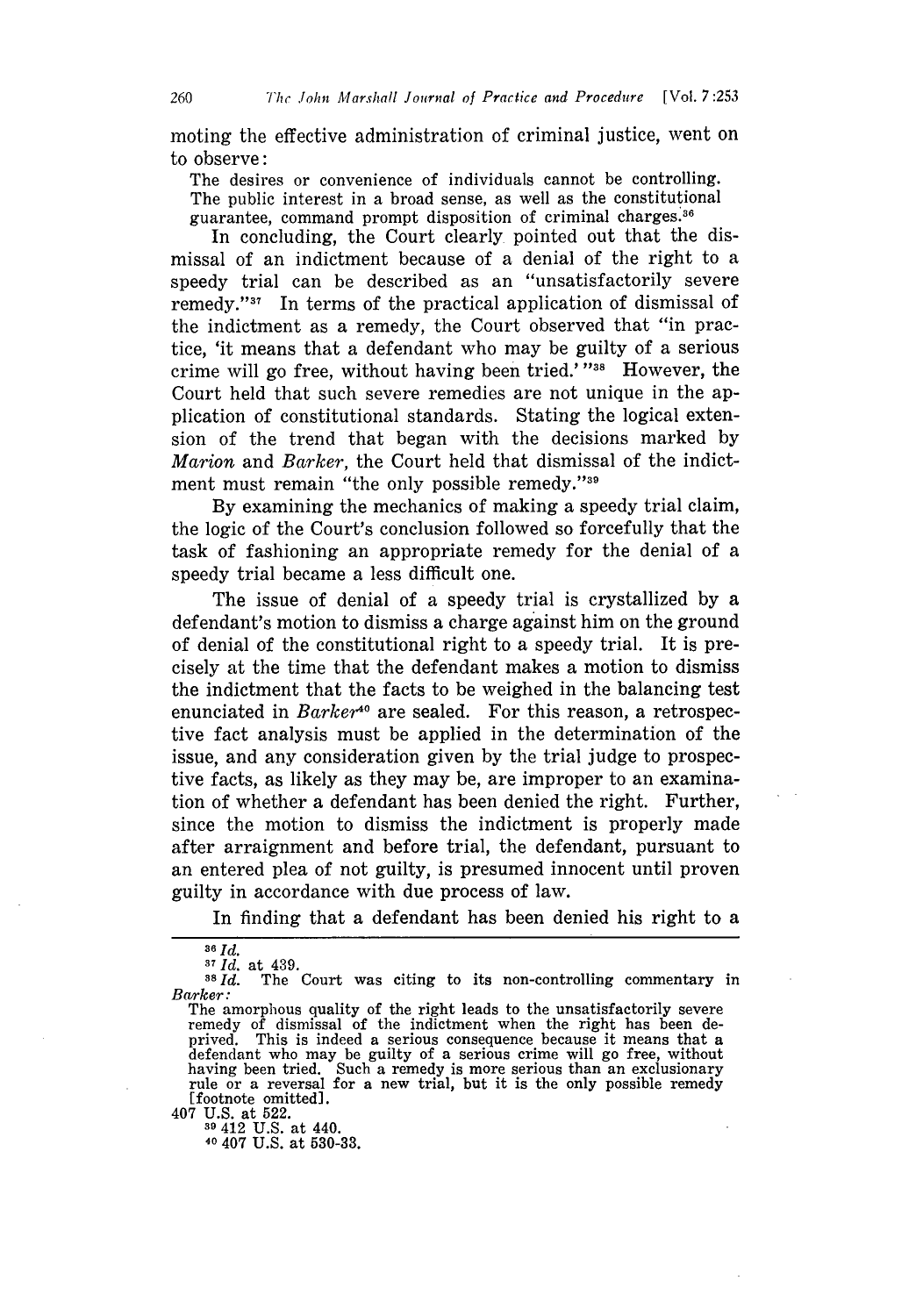moting the effective administration of criminal justice, went on to observe:

> The desires or convenience of individuals cannot be controlling. The public interest in a broad sense, as well as the constitutional guarantee, command prompt disposition of criminal charges.[36]

In concluding, the Court clearly pointed out that the dismissal of an indictment because of a denial of the right to a speedy trial can be described as an "unsatisfactorily severe remedy."[37] In terms of the practical application of dismissal of the indictment as a remedy, the Court observed that "in practice, 'it means that a defendant who may be guilty of a serious crime will go free, without having been tried.' "[38] However, the Court held that such severe remedies are not unique in the application of constitutional standards. Stating the logical extension of the trend that began with the decisions marked by *Marion* and *Barker*, the Court held that dismissal of the indictment must remain "the only possible remedy."[39]

By examining the mechanics of making a speedy trial claim, the logic of the Court's conclusion followed so forcefully that the task of fashioning an appropriate remedy for the denial of a speedy trial became a less difficult one.

The issue of denial of a speedy trial is crystallized by a defendant's motion to dismiss a charge against him on the ground of denial of the constitutional right to a speedy trial. It is precisely at the time that the defendant makes a motion to dismiss the indictment that the facts to be weighed in the balancing test enunciated in *Barker*[40] are sealed. For this reason, a retrospective fact analysis must be applied in the determination of the issue, and any consideration given by the trial judge to prospective facts, as likely as they may be, are improper to an examination of whether a defendant has been denied the right. Further, since the motion to dismiss the indictment is properly made after arraignment and before trial, the defendant, pursuant to an entered plea of not guilty, is presumed innocent until proven guilty in accordance with due process of law.

In finding that a defendant has been denied his right to a

---

[36] *Id.*

[37] *Id.* at 439.

[38] *Id.* The Court was citing to its non-controlling commentary in *Barker:*

> The amorphous quality of the right leads to the unsatisfactorily severe remedy of dismissal of the indictment when the right has been deprived. This is indeed a serious consequence because it means that a defendant who may be guilty of a serious crime will go free, without having been tried. Such a remedy is more serious than an exclusionary rule or a reversal for a new trial, but it is the only possible remedy [footnote omitted].

407 U.S. at 522.

[39] 412 U.S. at 440.

[40] 407 U.S. at 530-33.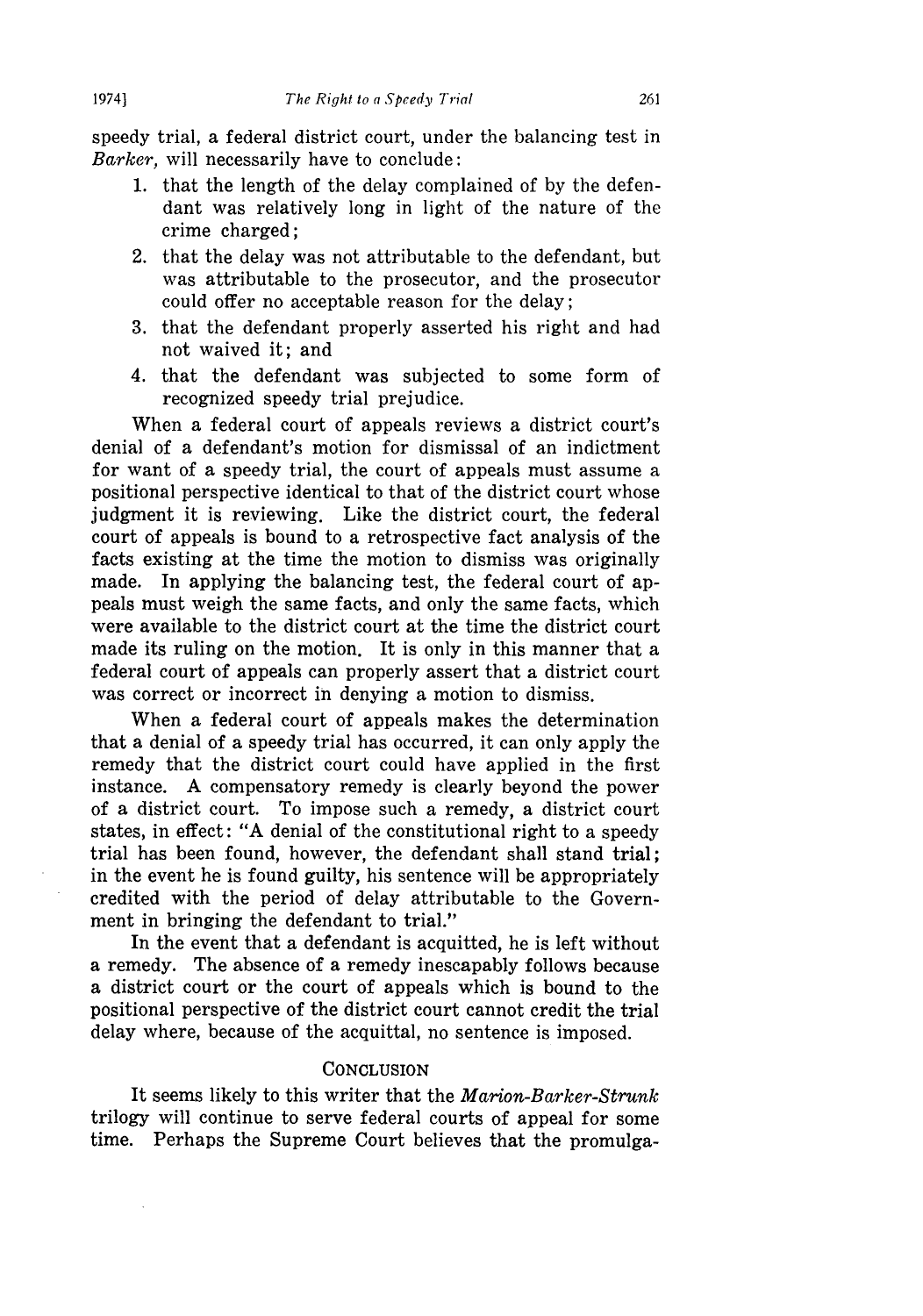speedy trial, a federal district court, under the balancing test in *Barker*, will necessarily have to conclude:

1. that the length of the delay complained of by the defendant was relatively long in light of the nature of the crime charged;
2. that the delay was not attributable to the defendant, but was attributable to the prosecutor, and the prosecutor could offer no acceptable reason for the delay;
3. that the defendant properly asserted his right and had not waived it; and
4. that the defendant was subjected to some form of recognized speedy trial prejudice.

When a federal court of appeals reviews a district court's denial of a defendant's motion for dismissal of an indictment for want of a speedy trial, the court of appeals must assume a positional perspective identical to that of the district court whose judgment it is reviewing. Like the district court, the federal court of appeals is bound to a retrospective fact analysis of the facts existing at the time the motion to dismiss was originally made. In applying the balancing test, the federal court of appeals must weigh the same facts, and only the same facts, which were available to the district court at the time the district court made its ruling on the motion. It is only in this manner that a federal court of appeals can properly assert that a district court was correct or incorrect in denying a motion to dismiss.

When a federal court of appeals makes the determination that a denial of a speedy trial has occurred, it can only apply the remedy that the district court could have applied in the first instance. A compensatory remedy is clearly beyond the power of a district court. To impose such a remedy, a district court states, in effect: "A denial of the constitutional right to a speedy trial has been found, however, the defendant shall stand trial; in the event he is found guilty, his sentence will be appropriately credited with the period of delay attributable to the Government in bringing the defendant to trial."

In the event that a defendant is acquitted, he is left without a remedy. The absence of a remedy inescapably follows because a district court or the court of appeals which is bound to the positional perspective of the district court cannot credit the trial delay where, because of the acquittal, no sentence is imposed.

## CONCLUSION

It seems likely to this writer that the *Marion-Barker-Strunk* trilogy will continue to serve federal courts of appeal for some time. Perhaps the Supreme Court believes that the promulga-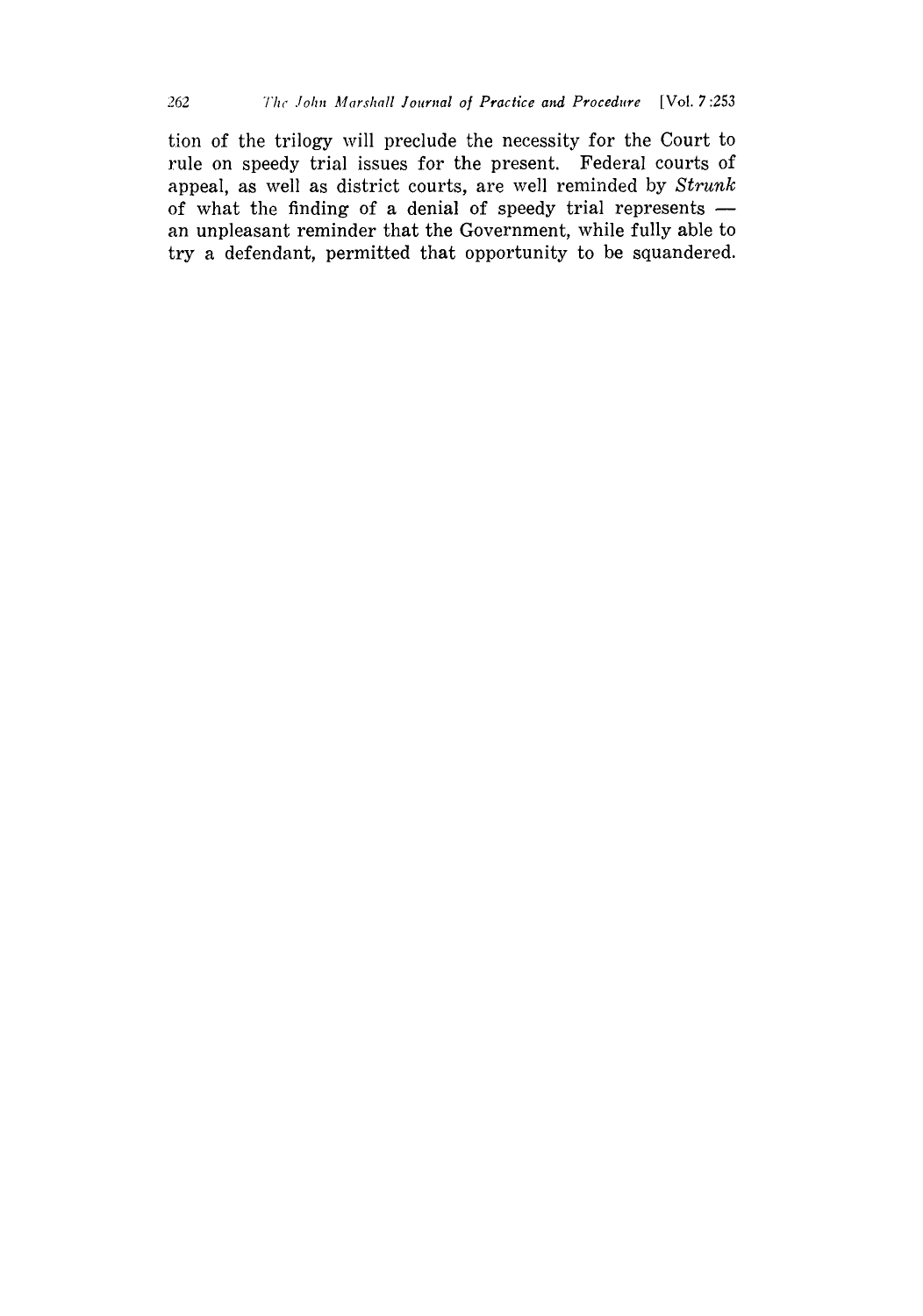tion of the trilogy will preclude the necessity for the Court to rule on speedy trial issues for the present. Federal courts of appeal, as well as district courts, are well reminded by *Strunk* of what the finding of a denial of speedy trial represents — an unpleasant reminder that the Government, while fully able to try a defendant, permitted that opportunity to be squandered.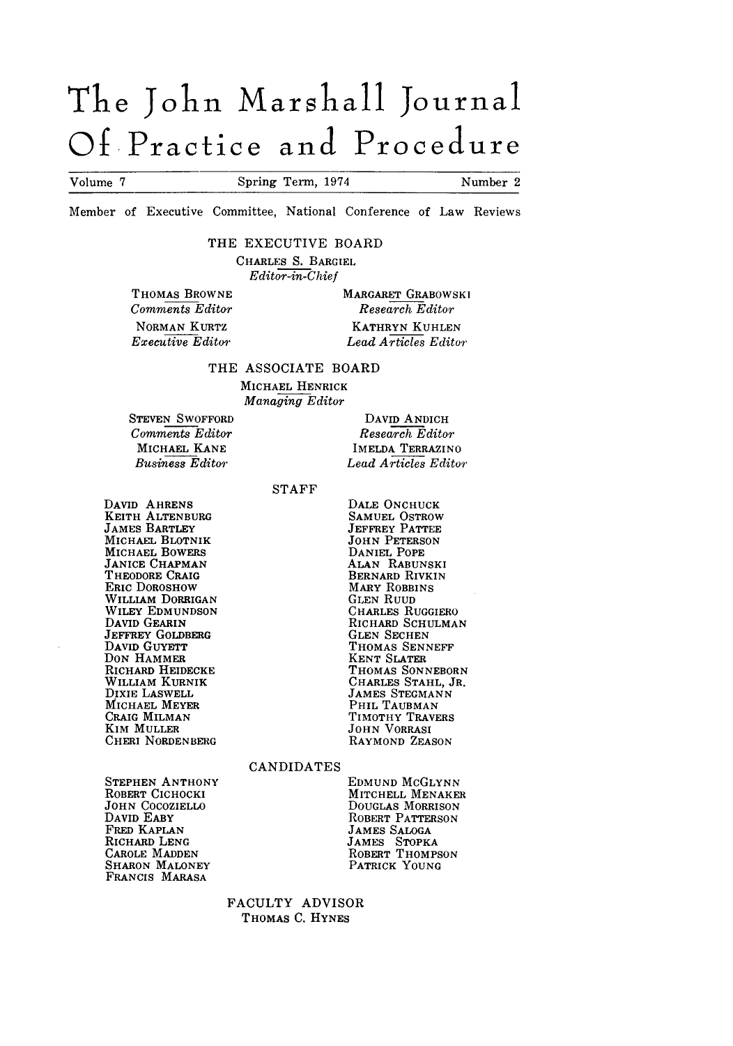# The John Marshall Journal Of Practice and Procedure

Volume 7 — Spring Term, 1974 — Number 2

Member of Executive Committee, National Conference of Law Reviews

## THE EXECUTIVE BOARD

CHARLES S. BARGIEL
*Editor-in-Chief*

THOMAS BROWNE
*Comments Editor*

MARGARET GRABOWSKI
*Research Editor*

NORMAN KURTZ
*Executive Editor*

KATHRYN KUHLEN
*Lead Articles Editor*

## THE ASSOCIATE BOARD

MICHAEL HENRICK
*Managing Editor*

STEVEN SWOFFORD
*Comments Editor*

DAVID ANDICH
*Research Editor*

MICHAEL KANE
*Business Editor*

IMELDA TERRAZINO
*Lead Articles Editor*

## STAFF

DAVID AHRENS
KEITH ALTENBURG
JAMES BARTLEY
MICHAEL BLOTNIK
MICHAEL BOWERS
JANICE CHAPMAN
THEODORE CRAIG
ERIC DOROSHOW
WILLIAM DORRIGAN
WILEY EDMUNDSON
DAVID GEARIN
JEFFREY GOLDBERG
DAVID GUYETT
DON HAMMER
RICHARD HEIDECKE
WILLIAM KURNIK
DIXIE LASWELL
MICHAEL MEYER
CRAIG MILMAN
KIM MULLER
CHERI NORDENBERG
DALE ONCHUCK
SAMUEL OSTROW
JEFFREY PATTEE
JOHN PETERSON
DANIEL POPE
ALAN RABUNSKI
BERNARD RIVKIN
MARY ROBBINS
GLEN RUUD
CHARLES RUGGIERO
RICHARD SCHULMAN
GLEN SECHEN
THOMAS SENNEFF
KENT SLATER
THOMAS SONNEBORN
CHARLES STAHL, JR.
JAMES STEGMANN
PHIL TAUBMAN
TIMOTHY TRAVERS
JOHN VORRASI
RAYMOND ZEASON

## CANDIDATES

STEPHEN ANTHONY
ROBERT CICHOCKI
JOHN COCOZIELLO
DAVID EABY
FRED KAPLAN
RICHARD LENG
CAROLE MADDEN
SHARON MALONEY
FRANCIS MARASA
EDMUND MCGLYNN
MITCHELL MENAKER
DOUGLAS MORRISON
ROBERT PATTERSON
JAMES SALOGA
JAMES STOPKA
ROBERT THOMPSON
PATRICK YOUNG

## FACULTY ADVISOR

THOMAS C. HYNES